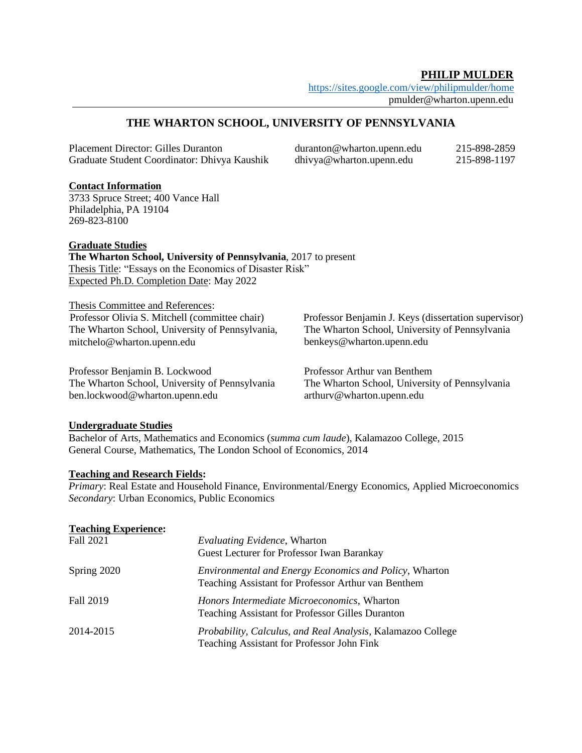# PHILIP MULDER

https://sites.google.com/view/philipmulder/home
pmulder@wharton.upenn.edu

## THE WHARTON SCHOOL, UNIVERSITY OF PENNSYLVANIA

| | | |
|---|---|---|
| Placement Director: Gilles Duranton | duranton@wharton.upenn.edu | 215-898-2859 |
| Graduate Student Coordinator: Dhivya Kaushik | dhivya@wharton.upenn.edu | 215-898-1197 |

### Contact Information

3733 Spruce Street; 400 Vance Hall
Philadelphia, PA 19104
269-823-8100

### Graduate Studies

**The Wharton School, University of Pennsylvania**, 2017 to present
Thesis Title: "Essays on the Economics of Disaster Risk"
Expected Ph.D. Completion Date: May 2022

Thesis Committee and References:

Professor Olivia S. Mitchell (committee chair)
The Wharton School, University of Pennsylvania,
mitchelo@wharton.upenn.edu

Professor Benjamin J. Keys (dissertation supervisor)
The Wharton School, University of Pennsylvania
benkeys@wharton.upenn.edu

Professor Benjamin B. Lockwood
The Wharton School, University of Pennsylvania
ben.lockwood@wharton.upenn.edu

Professor Arthur van Benthem
The Wharton School, University of Pennsylvania
arthurv@wharton.upenn.edu

### Undergraduate Studies

Bachelor of Arts, Mathematics and Economics (*summa cum laude*), Kalamazoo College, 2015
General Course, Mathematics, The London School of Economics, 2014

### Teaching and Research Fields:

*Primary*: Real Estate and Household Finance, Environmental/Energy Economics, Applied Microeconomics
*Secondary*: Urban Economics, Public Economics

### Teaching Experience:

| | |
|---|---|
| Fall 2021 | *Evaluating Evidence*, Wharton<br>Guest Lecturer for Professor Iwan Barankay |
| Spring 2020 | *Environmental and Energy Economics and Policy*, Wharton<br>Teaching Assistant for Professor Arthur van Benthem |
| Fall 2019 | *Honors Intermediate Microeconomics*, Wharton<br>Teaching Assistant for Professor Gilles Duranton |
| 2014-2015 | *Probability, Calculus, and Real Analysis*, Kalamazoo College<br>Teaching Assistant for Professor John Fink |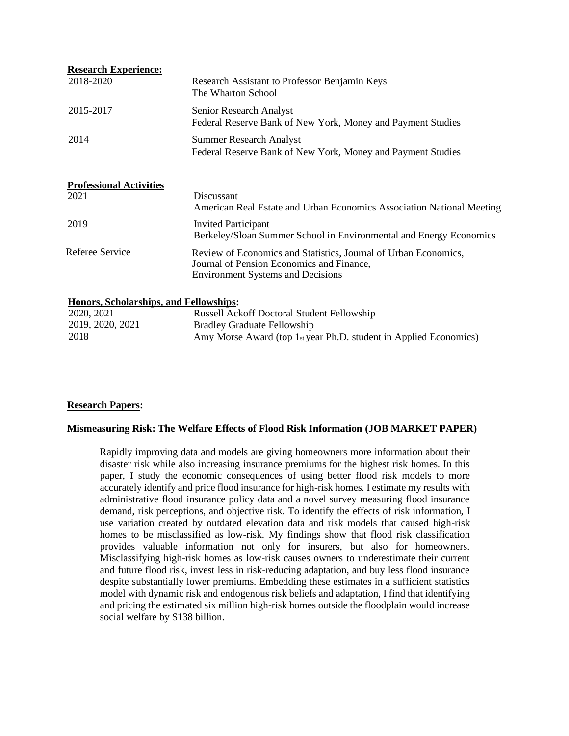**Research Experience:**

| | |
|---|---|
| 2018-2020 | Research Assistant to Professor Benjamin Keys<br>The Wharton School |
| 2015-2017 | Senior Research Analyst<br>Federal Reserve Bank of New York, Money and Payment Studies |
| 2014 | Summer Research Analyst<br>Federal Reserve Bank of New York, Money and Payment Studies |

**Professional Activities**

| | |
|---|---|
| 2021 | Discussant<br>American Real Estate and Urban Economics Association National Meeting |
| 2019 | Invited Participant<br>Berkeley/Sloan Summer School in Environmental and Energy Economics |
| Referee Service | Review of Economics and Statistics, Journal of Urban Economics, Journal of Pension Economics and Finance, Environment Systems and Decisions |

**Honors, Scholarships, and Fellowships:**

| | |
|---|---|
| 2020, 2021 | Russell Ackoff Doctoral Student Fellowship |
| 2019, 2020, 2021 | Bradley Graduate Fellowship |
| 2018 | Amy Morse Award (top 1st year Ph.D. student in Applied Economics) |

**Research Papers:**

**Mismeasuring Risk: The Welfare Effects of Flood Risk Information (JOB MARKET PAPER)**

Rapidly improving data and models are giving homeowners more information about their disaster risk while also increasing insurance premiums for the highest risk homes. In this paper, I study the economic consequences of using better flood risk models to more accurately identify and price flood insurance for high-risk homes. I estimate my results with administrative flood insurance policy data and a novel survey measuring flood insurance demand, risk perceptions, and objective risk. To identify the effects of risk information, I use variation created by outdated elevation data and risk models that caused high-risk homes to be misclassified as low-risk. My findings show that flood risk classification provides valuable information not only for insurers, but also for homeowners. Misclassifying high-risk homes as low-risk causes owners to underestimate their current and future flood risk, invest less in risk-reducing adaptation, and buy less flood insurance despite substantially lower premiums. Embedding these estimates in a sufficient statistics model with dynamic risk and endogenous risk beliefs and adaptation, I find that identifying and pricing the estimated six million high-risk homes outside the floodplain would increase social welfare by $138 billion.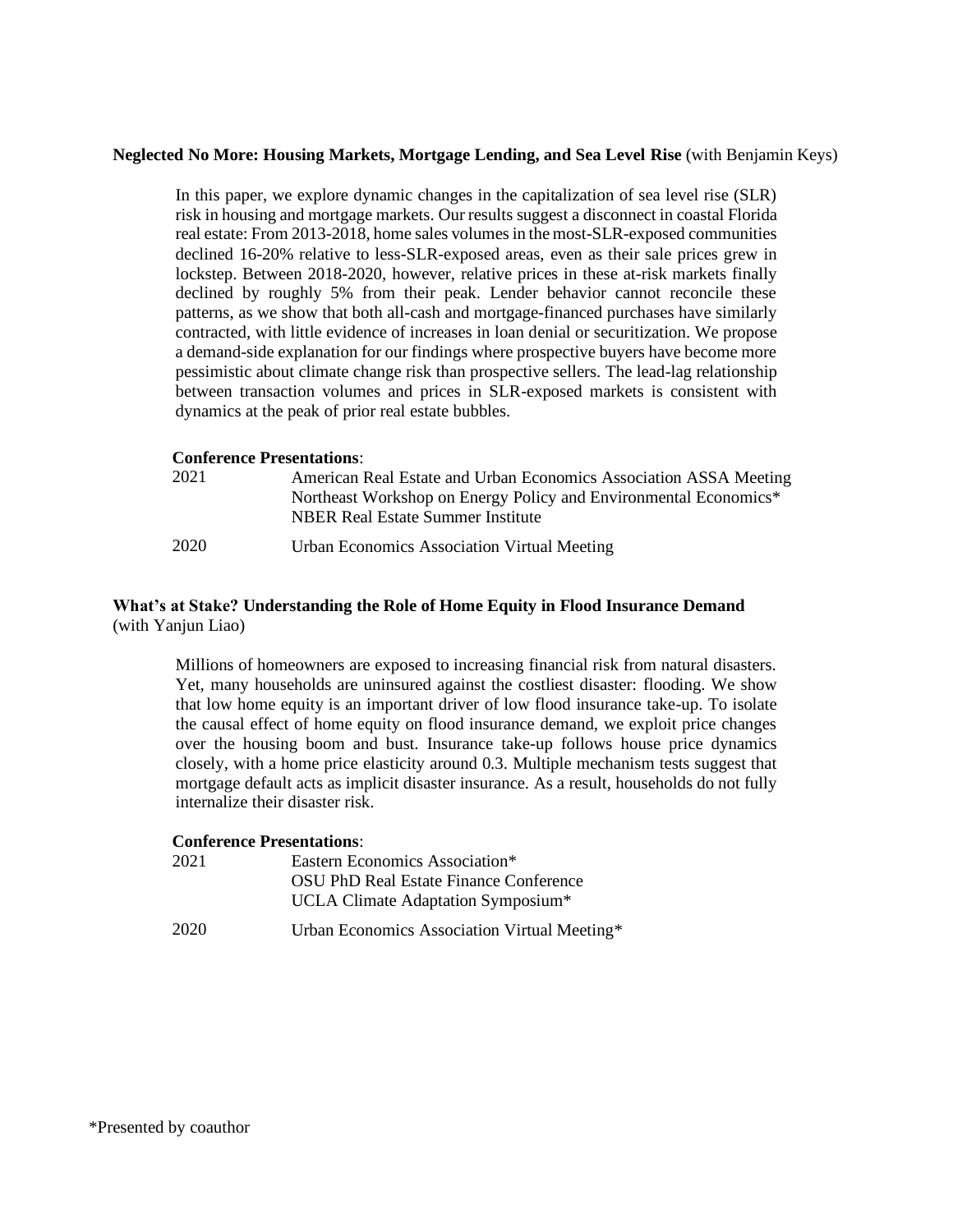**Neglected No More: Housing Markets, Mortgage Lending, and Sea Level Rise** (with Benjamin Keys)

In this paper, we explore dynamic changes in the capitalization of sea level rise (SLR) risk in housing and mortgage markets. Our results suggest a disconnect in coastal Florida real estate: From 2013-2018, home sales volumes in the most-SLR-exposed communities declined 16-20% relative to less-SLR-exposed areas, even as their sale prices grew in lockstep. Between 2018-2020, however, relative prices in these at-risk markets finally declined by roughly 5% from their peak. Lender behavior cannot reconcile these patterns, as we show that both all-cash and mortgage-financed purchases have similarly contracted, with little evidence of increases in loan denial or securitization. We propose a demand-side explanation for our findings where prospective buyers have become more pessimistic about climate change risk than prospective sellers. The lead-lag relationship between transaction volumes and prices in SLR-exposed markets is consistent with dynamics at the peak of prior real estate bubbles.

**Conference Presentations**:

| | |
|---|---|
| 2021 | American Real Estate and Urban Economics Association ASSA Meeting |
| | Northeast Workshop on Energy Policy and Environmental Economics* |
| | NBER Real Estate Summer Institute |
| 2020 | Urban Economics Association Virtual Meeting |

**What's at Stake? Understanding the Role of Home Equity in Flood Insurance Demand** (with Yanjun Liao)

Millions of homeowners are exposed to increasing financial risk from natural disasters. Yet, many households are uninsured against the costliest disaster: flooding. We show that low home equity is an important driver of low flood insurance take-up. To isolate the causal effect of home equity on flood insurance demand, we exploit price changes over the housing boom and bust. Insurance take-up follows house price dynamics closely, with a home price elasticity around 0.3. Multiple mechanism tests suggest that mortgage default acts as implicit disaster insurance. As a result, households do not fully internalize their disaster risk.

**Conference Presentations**:

| | |
|---|---|
| 2021 | Eastern Economics Association* |
| | OSU PhD Real Estate Finance Conference |
| | UCLA Climate Adaptation Symposium* |
| 2020 | Urban Economics Association Virtual Meeting* |

*Presented by coauthor